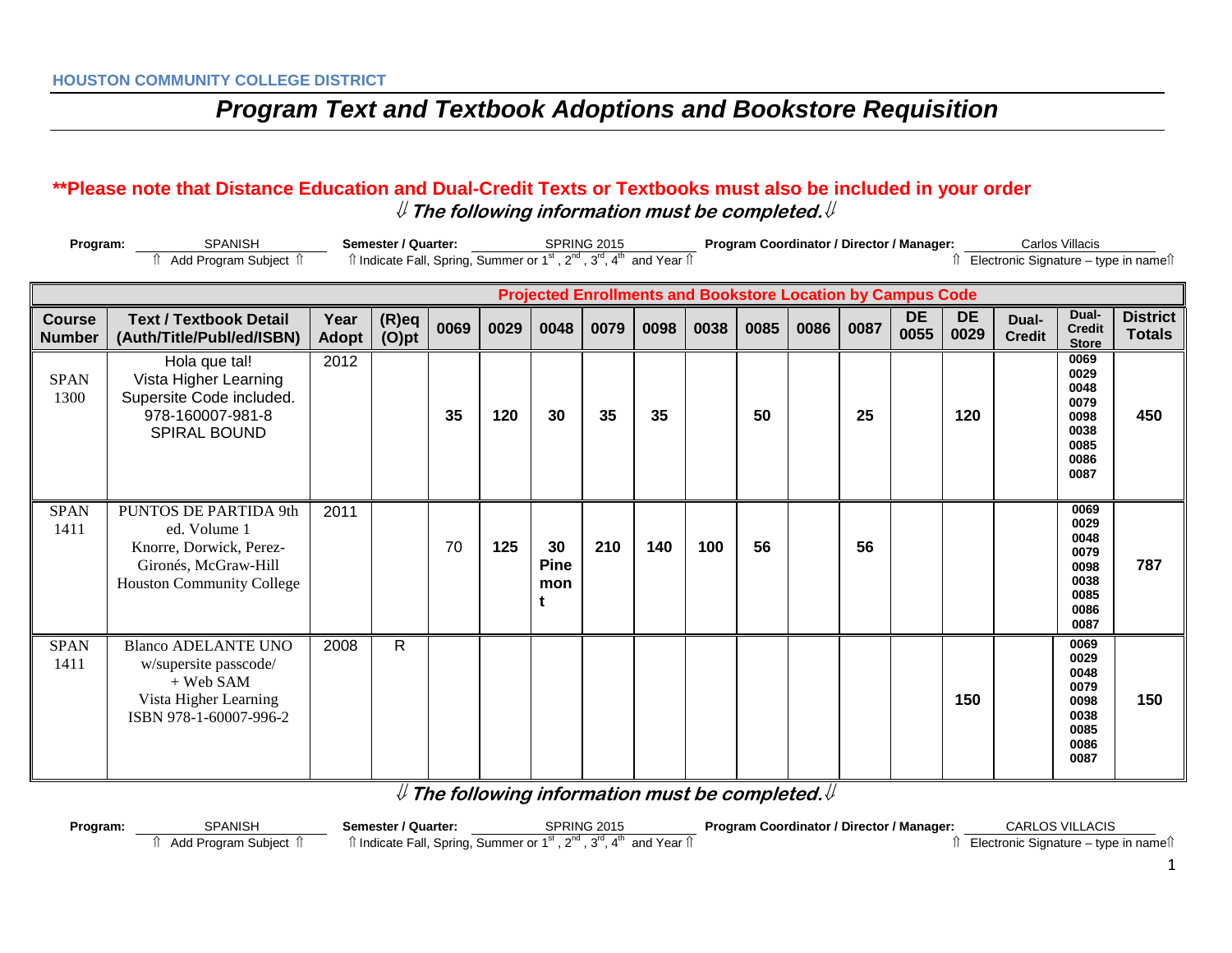HOUSTON COMMUNITY COLLEGE DISTRICT

# *Program Text and Textbook Adoptions and Bookstore Requisition*

**\*\*Please note that Distance Education and Dual-Credit Texts or Textbooks must also be included in your order**

***⇓ The following information must be completed.⇓***

**Program:** SPANISH — ⇑ Add Program Subject ⇑
**Semester / Quarter:** SPRING 2015 — ⇑ Indicate Fall, Spring, Summer or 1st, 2nd, 3rd, 4th and Year ⇑
**Program Coordinator / Director / Manager:** Carlos Villacis — ⇑ Electronic Signature – type in name⇑

| | | | | Projected Enrollments and Bookstore Location by Campus Code | | | | | | | | | | | | | |
|---|---|---|---|---|---|---|---|---|---|---|---|---|---|---|---|---|---|
| **Course Number** | **Text / Textbook Detail (Auth/Title/Publ/ed/ISBN)** | **Year Adopt** | **(R)eq (O)pt** | **0069** | **0029** | **0048** | **0079** | **0098** | **0038** | **0085** | **0086** | **0087** | **DE 0055** | **DE 0029** | **Dual-Credit** | **Dual-Credit Store** | **District Totals** |
| SPAN 1300 | Hola que tal! Vista Higher Learning Supersite Code included. 978-160007-981-8 SPIRAL BOUND | 2012 | | **35** | **120** | **30** | **35** | **35** | | **50** | | **25** | | **120** | | 0069 0029 0048 0079 0098 0038 0085 0086 0087 | **450** |
| SPAN 1411 | PUNTOS DE PARTIDA 9th ed. Volume 1 Knorre, Dorwick, Perez-Gironés, McGraw-Hill Houston Community College | 2011 | | 70 | **125** | **30 Pinemont** | **210** | **140** | **100** | **56** | | **56** | | | | 0069 0029 0048 0079 0098 0038 0085 0086 0087 | **787** |
| SPAN 1411 | Blanco ADELANTE UNO w/supersite passcode/ + Web SAM Vista Higher Learning ISBN 978-1-60007-996-2 | 2008 | R | | | | | | | | | | | **150** | | 0069 0029 0048 0079 0098 0038 0085 0086 0087 | **150** |

***⇓ The following information must be completed.⇓***

**Program:** SPANISH — ⇑ Add Program Subject ⇑
**Semester / Quarter:** SPRING 2015 — ⇑ Indicate Fall, Spring, Summer or 1st, 2nd, 3rd, 4th and Year ⇑
**Program Coordinator / Director / Manager:** CARLOS VILLACIS — ⇑ Electronic Signature – type in name⇑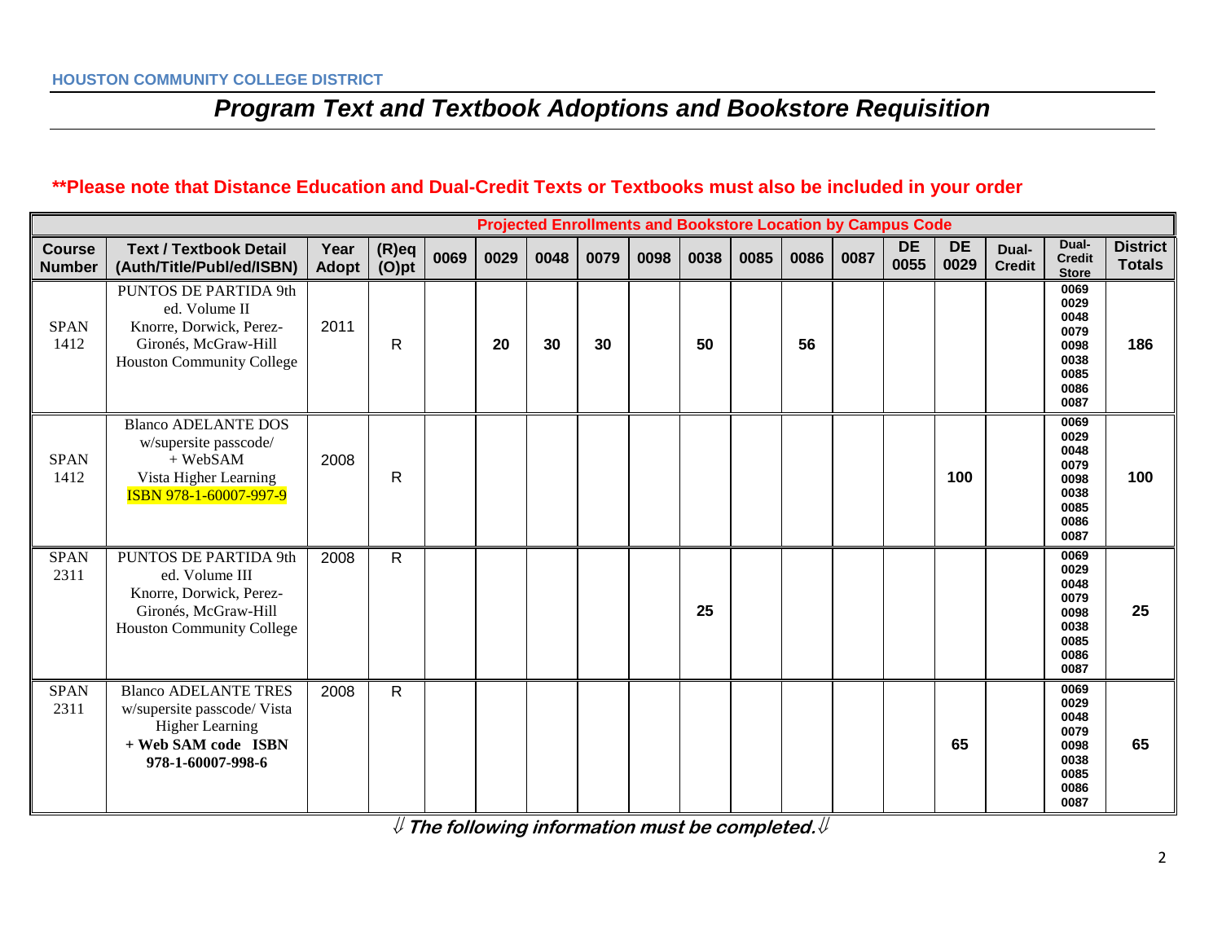HOUSTON COMMUNITY COLLEGE DISTRICT

# *Program Text and Textbook Adoptions and Bookstore Requisition*

**\*\*Please note that Distance Education and Dual-Credit Texts or Textbooks must also be included in your order**

| | | | | Projected Enrollments and Bookstore Location by Campus Code | | | | | | | | | | | | | |
|---|---|---|---|---|---|---|---|---|---|---|---|---|---|---|---|---|---|
| **Course Number** | **Text / Textbook Detail (Auth/Title/Publ/ed/ISBN)** | **Year Adopt** | **(R)eq (O)pt** | **0069** | **0029** | **0048** | **0079** | **0098** | **0038** | **0085** | **0086** | **0087** | **DE 0055** | **DE 0029** | **Dual-Credit** | **Dual-Credit Store** | **District Totals** |
| SPAN 1412 | PUNTOS DE PARTIDA 9th ed. Volume II Knorre, Dorwick, Perez-Gironés, McGraw-Hill Houston Community College | 2011 | R | | **20** | **30** | **30** | | **50** | | **56** | | | | | 0069 0029 0048 0079 0098 0038 0085 0086 0087 | **186** |
| SPAN 1412 | Blanco ADELANTE DOS w/supersite passcode/ + WebSAM Vista Higher Learning ISBN 978-1-60007-997-9 | 2008 | R | | | | | | | | | | | **100** | | 0069 0029 0048 0079 0098 0038 0085 0086 0087 | **100** |
| SPAN 2311 | PUNTOS DE PARTIDA 9th ed. Volume III Knorre, Dorwick, Perez-Gironés, McGraw-Hill Houston Community College | 2008 | R | | | | | | **25** | | | | | | | 0069 0029 0048 0079 0098 0038 0085 0086 0087 | **25** |
| SPAN 2311 | Blanco ADELANTE TRES w/supersite passcode/ Vista Higher Learning **+ Web SAM code ISBN 978-1-60007-998-6** | 2008 | R | | | | | | | | | | | **65** | | 0069 0029 0048 0079 0098 0038 0085 0086 0087 | **65** |

⇓ ***The following information must be completed.*** ⇓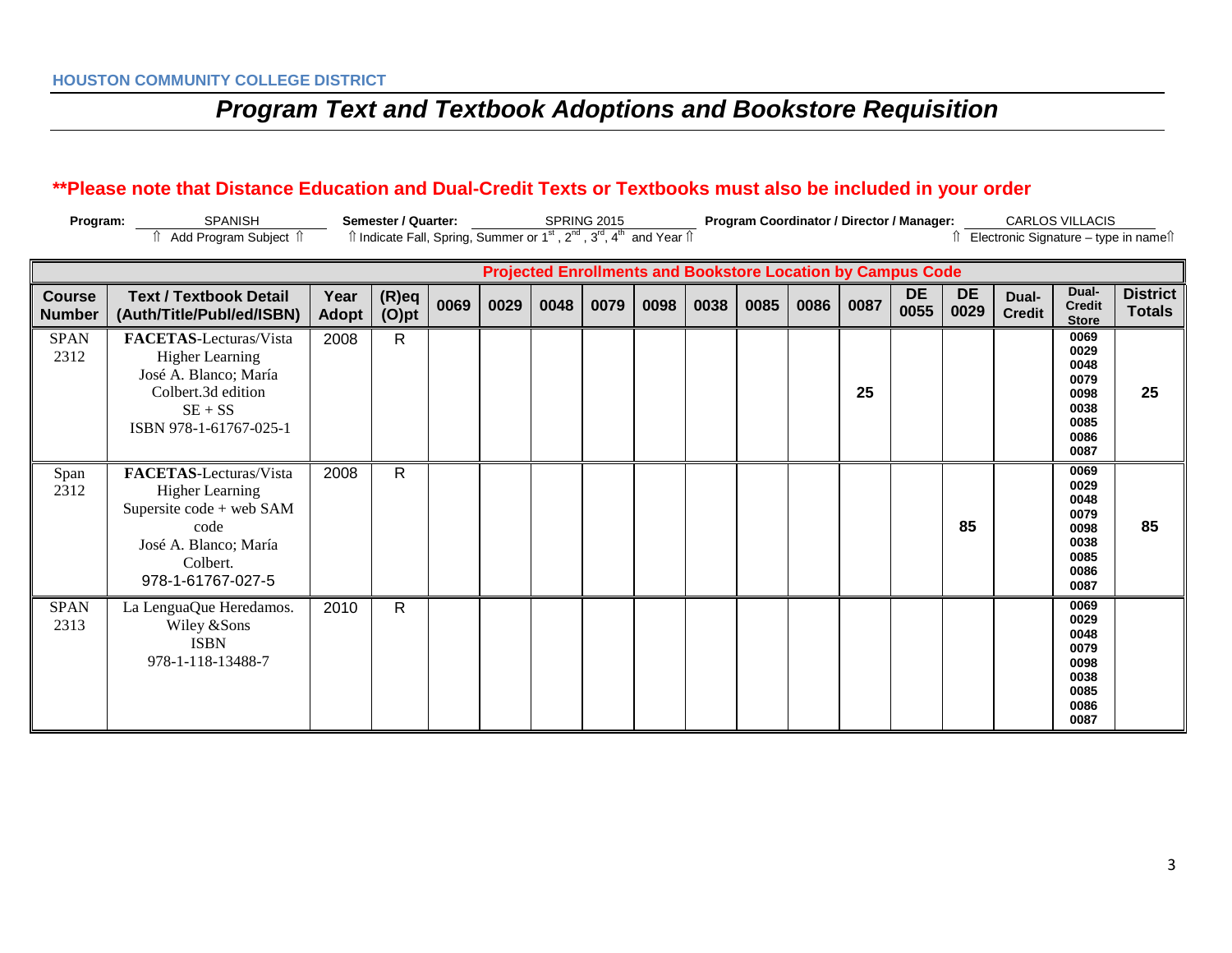**HOUSTON COMMUNITY COLLEGE DISTRICT**

# *Program Text and Textbook Adoptions and Bookstore Requisition*

**\*\*Please note that Distance Education and Dual-Credit Texts or Textbooks must also be included in your order**

**Program:** SPANISH
⇑ Add Program Subject ⇑

**Semester / Quarter:** SPRING 2015
⇑ Indicate Fall, Spring, Summer or 1st, 2nd, 3rd, 4th and Year ⇑

**Program Coordinator / Director / Manager:** CARLOS VILLACIS
⇑ Electronic Signature – type in name⇑

| | | | | Projected Enrollments and Bookstore Location by Campus Code | | | | | | | | | | | | | |
|---|---|---|---|---|---|---|---|---|---|---|---|---|---|---|---|---|---|
| **Course Number** | **Text / Textbook Detail (Auth/Title/Publ/ed/ISBN)** | **Year Adopt** | **(R)eq (O)pt** | **0069** | **0029** | **0048** | **0079** | **0098** | **0038** | **0085** | **0086** | **0087** | **DE 0055** | **DE 0029** | **Dual-Credit** | **Dual-Credit Store** | **District Totals** |
| SPAN 2312 | **FACETAS**-Lecturas/Vista Higher Learning José A. Blanco; María Colbert.3d edition SE + SS ISBN 978-1-61767-025-1 | 2008 | R | | | | | | | | | 25 | | | | 0069 0029 0048 0079 0098 0038 0085 0086 0087 | 25 |
| Span 2312 | **FACETAS**-Lecturas/Vista Higher Learning Supersite code + web SAM code José A. Blanco; María Colbert. 978-1-61767-027-5 | 2008 | R | | | | | | | | | | | 85 | | 0069 0029 0048 0079 0098 0038 0085 0086 0087 | 85 |
| SPAN 2313 | La LenguaQue Heredamos. Wiley &Sons ISBN 978-1-118-13488-7 | 2010 | R | | | | | | | | | | | | | 0069 0029 0048 0079 0098 0038 0085 0086 0087 | |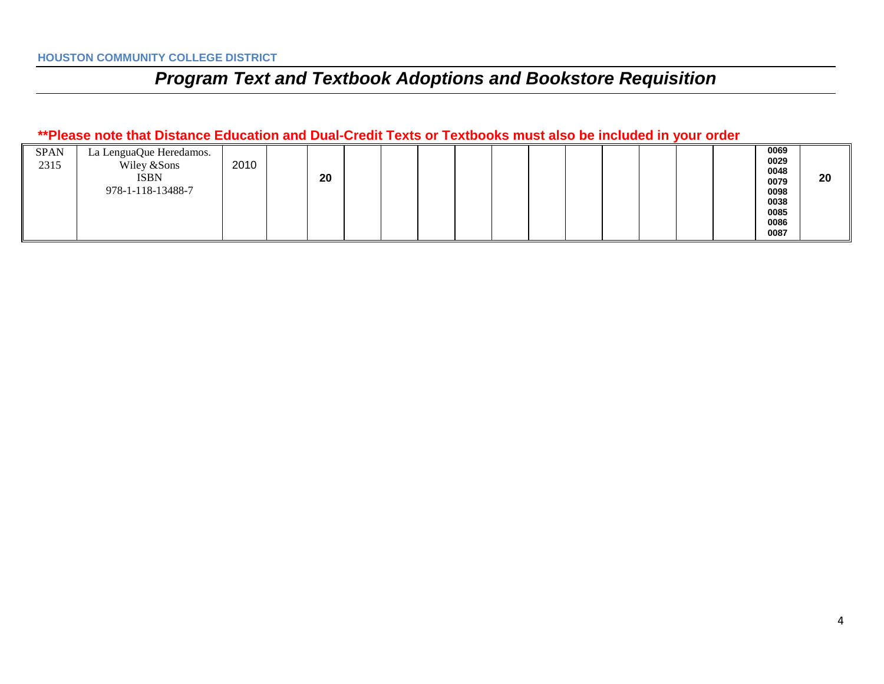HOUSTON COMMUNITY COLLEGE DISTRICT

# *Program Text and Textbook Adoptions and Bookstore Requisition*

**\*\*Please note that Distance Education and Dual-Credit Texts or Textbooks must also be included in your order**

| | | | | | | | | | | | | | | | | | |
|---|---|---|---|---|---|---|---|---|---|---|---|---|---|---|---|---|---|
| SPAN 2315 | La LenguaQue Heredamos. Wiley &Sons ISBN 978-1-118-13488-7 | 2010 | | **20** | | | | | | | | | | | | **0069 0029 0048 0079 0098 0038 0085 0086 0087** | **20** |